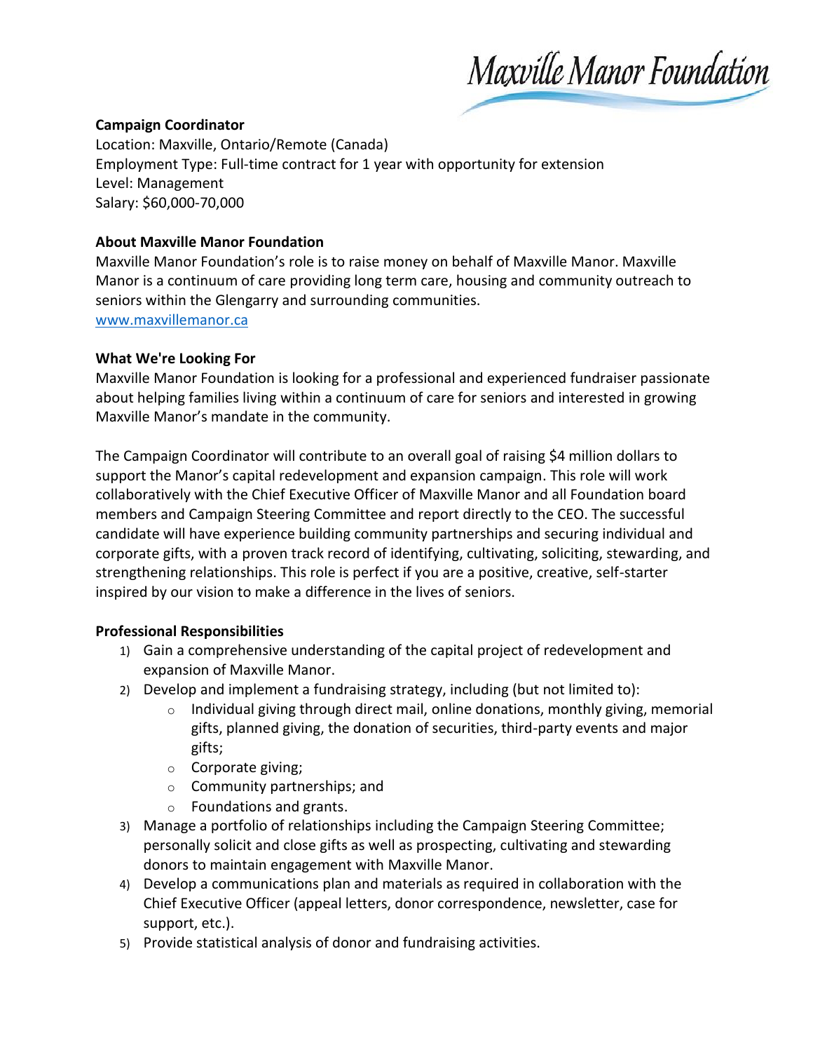Maxville Manor Foundation

**Campaign Coordinator**
Location: Maxville, Ontario/Remote (Canada)
Employment Type: Full-time contract for 1 year with opportunity for extension
Level: Management
Salary: $60,000-70,000

**About Maxville Manor Foundation**

Maxville Manor Foundation's role is to raise money on behalf of Maxville Manor. Maxville Manor is a continuum of care providing long term care, housing and community outreach to seniors within the Glengarry and surrounding communities.
[www.maxvillemanor.ca](http://www.maxvillemanor.ca)

**What We're Looking For**

Maxville Manor Foundation is looking for a professional and experienced fundraiser passionate about helping families living within a continuum of care for seniors and interested in growing Maxville Manor's mandate in the community.

The Campaign Coordinator will contribute to an overall goal of raising $4 million dollars to support the Manor's capital redevelopment and expansion campaign. This role will work collaboratively with the Chief Executive Officer of Maxville Manor and all Foundation board members and Campaign Steering Committee and report directly to the CEO. The successful candidate will have experience building community partnerships and securing individual and corporate gifts, with a proven track record of identifying, cultivating, soliciting, stewarding, and strengthening relationships. This role is perfect if you are a positive, creative, self-starter inspired by our vision to make a difference in the lives of seniors.

**Professional Responsibilities**

1) Gain a comprehensive understanding of the capital project of redevelopment and expansion of Maxville Manor.
2) Develop and implement a fundraising strategy, including (but not limited to):
   - Individual giving through direct mail, online donations, monthly giving, memorial gifts, planned giving, the donation of securities, third-party events and major gifts;
   - Corporate giving;
   - Community partnerships; and
   - Foundations and grants.
3) Manage a portfolio of relationships including the Campaign Steering Committee; personally solicit and close gifts as well as prospecting, cultivating and stewarding donors to maintain engagement with Maxville Manor.
4) Develop a communications plan and materials as required in collaboration with the Chief Executive Officer (appeal letters, donor correspondence, newsletter, case for support, etc.).
5) Provide statistical analysis of donor and fundraising activities.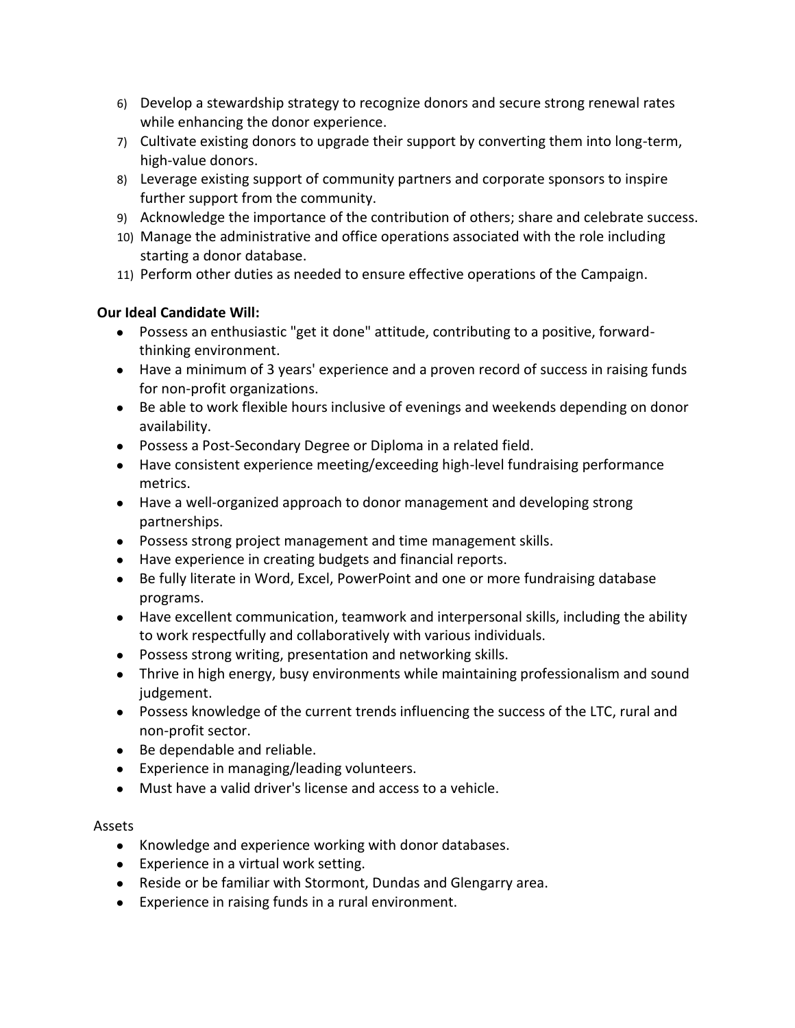6) Develop a stewardship strategy to recognize donors and secure strong renewal rates while enhancing the donor experience.
7) Cultivate existing donors to upgrade their support by converting them into long-term, high-value donors.
8) Leverage existing support of community partners and corporate sponsors to inspire further support from the community.
9) Acknowledge the importance of the contribution of others; share and celebrate success.
10) Manage the administrative and office operations associated with the role including starting a donor database.
11) Perform other duties as needed to ensure effective operations of the Campaign.

**Our Ideal Candidate Will:**

- Possess an enthusiastic "get it done" attitude, contributing to a positive, forward-thinking environment.
- Have a minimum of 3 years' experience and a proven record of success in raising funds for non-profit organizations.
- Be able to work flexible hours inclusive of evenings and weekends depending on donor availability.
- Possess a Post-Secondary Degree or Diploma in a related field.
- Have consistent experience meeting/exceeding high-level fundraising performance metrics.
- Have a well-organized approach to donor management and developing strong partnerships.
- Possess strong project management and time management skills.
- Have experience in creating budgets and financial reports.
- Be fully literate in Word, Excel, PowerPoint and one or more fundraising database programs.
- Have excellent communication, teamwork and interpersonal skills, including the ability to work respectfully and collaboratively with various individuals.
- Possess strong writing, presentation and networking skills.
- Thrive in high energy, busy environments while maintaining professionalism and sound judgement.
- Possess knowledge of the current trends influencing the success of the LTC, rural and non-profit sector.
- Be dependable and reliable.
- Experience in managing/leading volunteers.
- Must have a valid driver's license and access to a vehicle.

Assets

- Knowledge and experience working with donor databases.
- Experience in a virtual work setting.
- Reside or be familiar with Stormont, Dundas and Glengarry area.
- Experience in raising funds in a rural environment.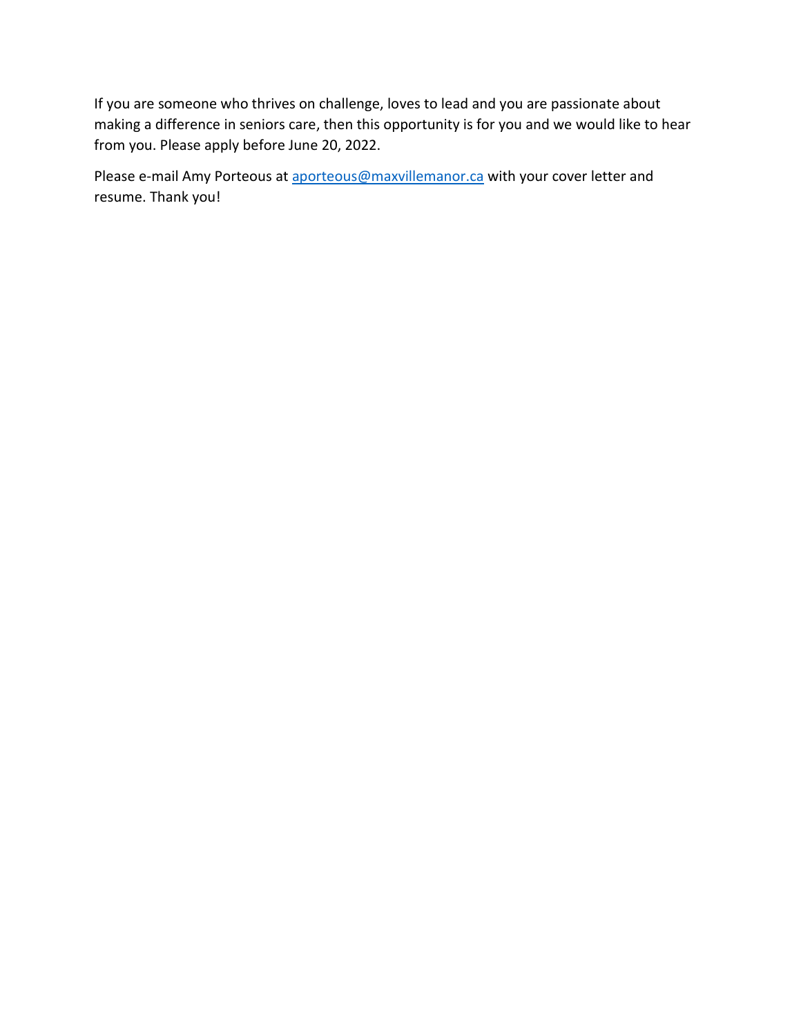If you are someone who thrives on challenge, loves to lead and you are passionate about making a difference in seniors care, then this opportunity is for you and we would like to hear from you. Please apply before June 20, 2022.

Please e-mail Amy Porteous at aporteous@maxvillemanor.ca with your cover letter and resume. Thank you!